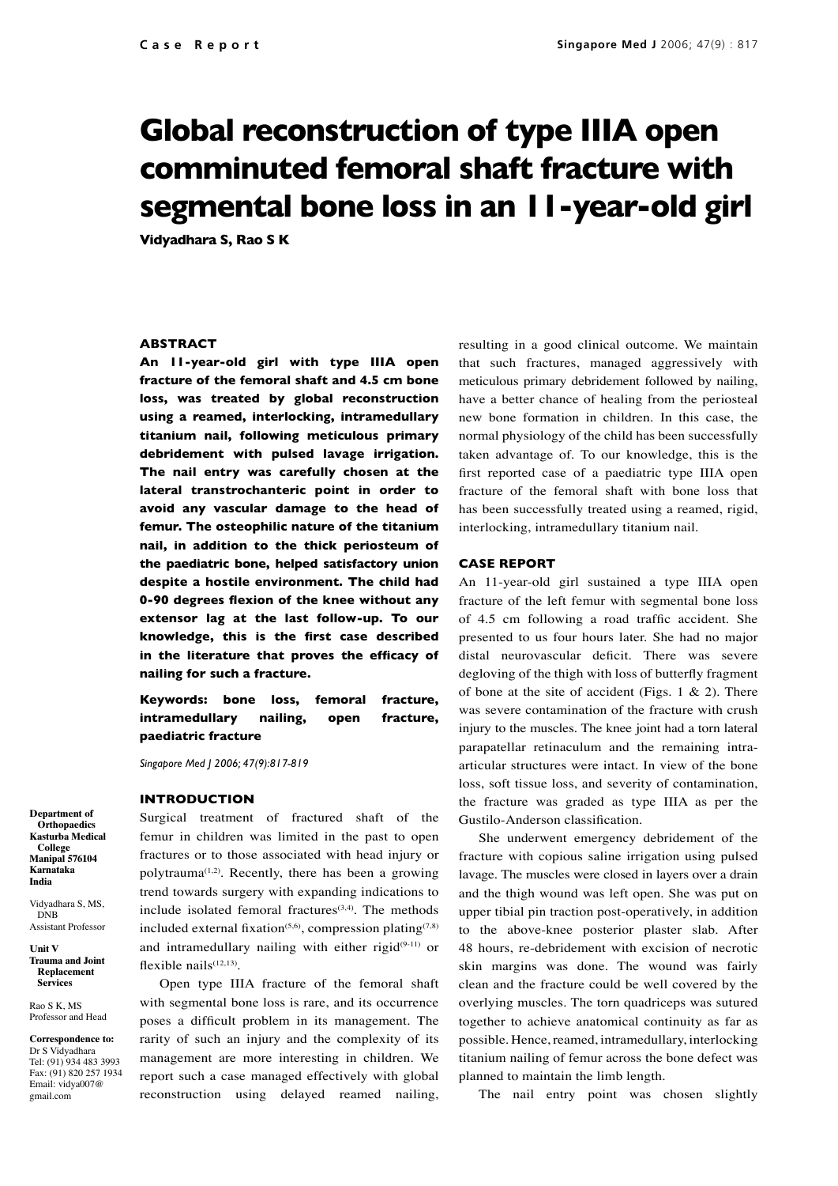# Global reconstruction of type IIIA open comminuted femoral shaft fracture with segmental bone loss in an 11-year-old girl

**Vidyadhara S, Rao S K**

## ABSTRACT

**An 11-year-old girl with type IIIA open fracture of the femoral shaft and 4.5 cm bone loss, was treated by global reconstruction using a reamed, interlocking, intramedullary titanium nail, following meticulous primary debridement with pulsed lavage irrigation. The nail entry was carefully chosen at the lateral transtrochanteric point in order to avoid any vascular damage to the head of femur. The osteophilic nature of the titanium nail, in addition to the thick periosteum of the paediatric bone, helped satisfactory union despite a hostile environment. The child had 0-90 degrees flexion of the knee without any extensor lag at the last follow-up. To our knowledge, this is the first case described in the literature that proves the efficacy of nailing for such a fracture.**

**Keywords: bone loss, femoral fracture, intramedullary nailing, open fracture, paediatric fracture**

*Singapore Med J 2006; 47(9):817-819*

**Department of Orthopaedics**
**Kasturba Medical College**
**Manipal 576104**
**Karnataka**
**India**

Vidyadhara S, MS, DNB
Assistant Professor

**Unit V**
**Trauma and Joint Replacement Services**

Rao S K, MS
Professor and Head

**Correspondence to:**
Dr S Vidyadhara
Tel: (91) 934 483 3993
Fax: (91) 820 257 1934
Email: vidya007@gmail.com

## INTRODUCTION

Surgical treatment of fractured shaft of the femur in children was limited in the past to open fractures or to those associated with head injury or polytrauma[1,2]. Recently, there has been a growing trend towards surgery with expanding indications to include isolated femoral fractures[3,4]. The methods included external fixation[5,6], compression plating[7,8] and intramedullary nailing with either rigid[9-11] or flexible nails[12,13].

Open type IIIA fracture of the femoral shaft with segmental bone loss is rare, and its occurrence poses a difficult problem in its management. The rarity of such an injury and the complexity of its management are more interesting in children. We report such a case managed effectively with global reconstruction using delayed reamed nailing, resulting in a good clinical outcome. We maintain that such fractures, managed aggressively with meticulous primary debridement followed by nailing, have a better chance of healing from the periosteal new bone formation in children. In this case, the normal physiology of the child has been successfully taken advantage of. To our knowledge, this is the first reported case of a paediatric type IIIA open fracture of the femoral shaft with bone loss that has been successfully treated using a reamed, rigid, interlocking, intramedullary titanium nail.

## CASE REPORT

An 11-year-old girl sustained a type IIIA open fracture of the left femur with segmental bone loss of 4.5 cm following a road traffic accident. She presented to us four hours later. She had no major distal neurovascular deficit. There was severe degloving of the thigh with loss of butterfly fragment of bone at the site of accident (Figs. 1 & 2). There was severe contamination of the fracture with crush injury to the muscles. The knee joint had a torn lateral parapatellar retinaculum and the remaining intra-articular structures were intact. In view of the bone loss, soft tissue loss, and severity of contamination, the fracture was graded as type IIIA as per the Gustilo-Anderson classification.

She underwent emergency debridement of the fracture with copious saline irrigation using pulsed lavage. The muscles were closed in layers over a drain and the thigh wound was left open. She was put on upper tibial pin traction post-operatively, in addition to the above-knee posterior plaster slab. After 48 hours, re-debridement with excision of necrotic skin margins was done. The wound was fairly clean and the fracture could be well covered by the overlying muscles. The torn quadriceps was sutured together to achieve anatomical continuity as far as possible. Hence, reamed, intramedullary, interlocking titanium nailing of femur across the bone defect was planned to maintain the limb length.

The nail entry point was chosen slightly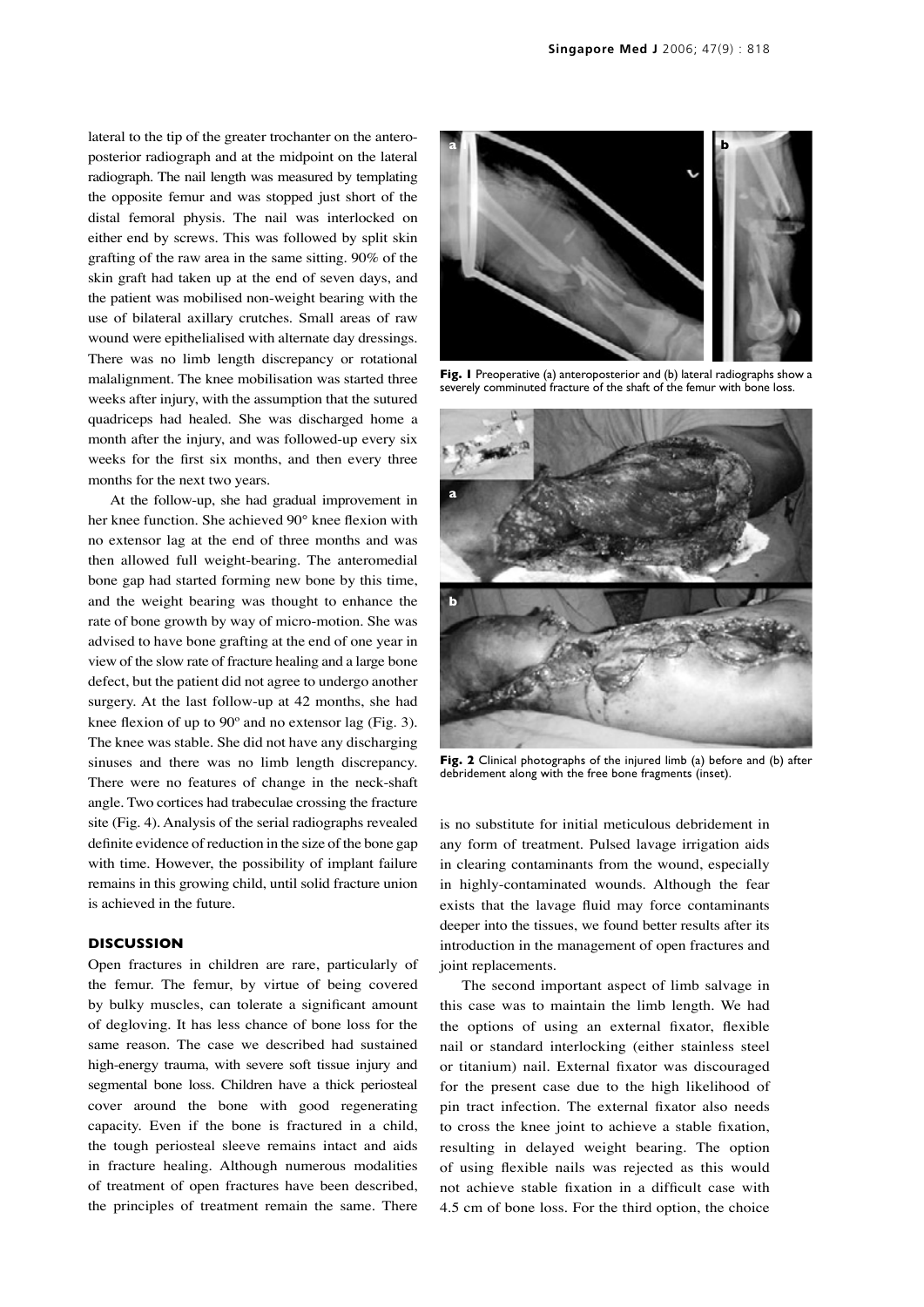lateral to the tip of the greater trochanter on the anteroposterior radiograph and at the midpoint on the lateral radiograph. The nail length was measured by templating the opposite femur and was stopped just short of the distal femoral physis. The nail was interlocked on either end by screws. This was followed by split skin grafting of the raw area in the same sitting. 90% of the skin graft had taken up at the end of seven days, and the patient was mobilised non-weight bearing with the use of bilateral axillary crutches. Small areas of raw wound were epithelialised with alternate day dressings. There was no limb length discrepancy or rotational malalignment. The knee mobilisation was started three weeks after injury, with the assumption that the sutured quadriceps had healed. She was discharged home a month after the injury, and was followed-up every six weeks for the first six months, and then every three months for the next two years.

At the follow-up, she had gradual improvement in her knee function. She achieved 90° knee flexion with no extensor lag at the end of three months and was then allowed full weight-bearing. The anteromedial bone gap had started forming new bone by this time, and the weight bearing was thought to enhance the rate of bone growth by way of micro-motion. She was advised to have bone grafting at the end of one year in view of the slow rate of fracture healing and a large bone defect, but the patient did not agree to undergo another surgery. At the last follow-up at 42 months, she had knee flexion of up to 90º and no extensor lag (Fig. 3). The knee was stable. She did not have any discharging sinuses and there was no limb length discrepancy. There were no features of change in the neck-shaft angle. Two cortices had trabeculae crossing the fracture site (Fig. 4). Analysis of the serial radiographs revealed definite evidence of reduction in the size of the bone gap with time. However, the possibility of implant failure remains in this growing child, until solid fracture union is achieved in the future.

## DISCUSSION

Open fractures in children are rare, particularly of the femur. The femur, by virtue of being covered by bulky muscles, can tolerate a significant amount of degloving. It has less chance of bone loss for the same reason. The case we described had sustained high-energy trauma, with severe soft tissue injury and segmental bone loss. Children have a thick periosteal cover around the bone with good regenerating capacity. Even if the bone is fractured in a child, the tough periosteal sleeve remains intact and aids in fracture healing. Although numerous modalities of treatment of open fractures have been described, the principles of treatment remain the same. There is no substitute for initial meticulous debridement in any form of treatment. Pulsed lavage irrigation aids in clearing contaminants from the wound, especially in highly-contaminated wounds. Although the fear exists that the lavage fluid may force contaminants deeper into the tissues, we found better results after its introduction in the management of open fractures and joint replacements.

The second important aspect of limb salvage in this case was to maintain the limb length. We had the options of using an external fixator, flexible nail or standard interlocking (either stainless steel or titanium) nail. External fixator was discouraged for the present case due to the high likelihood of pin tract infection. The external fixator also needs to cross the knee joint to achieve a stable fixation, resulting in delayed weight bearing. The option of using flexible nails was rejected as this would not achieve stable fixation in a difficult case with 4.5 cm of bone loss. For the third option, the choice

**Fig. 1** Preoperative (a) anteroposterior and (b) lateral radiographs show a severely comminuted fracture of the shaft of the femur with bone loss.

**Fig. 2** Clinical photographs of the injured limb (a) before and (b) after debridement along with the free bone fragments (inset).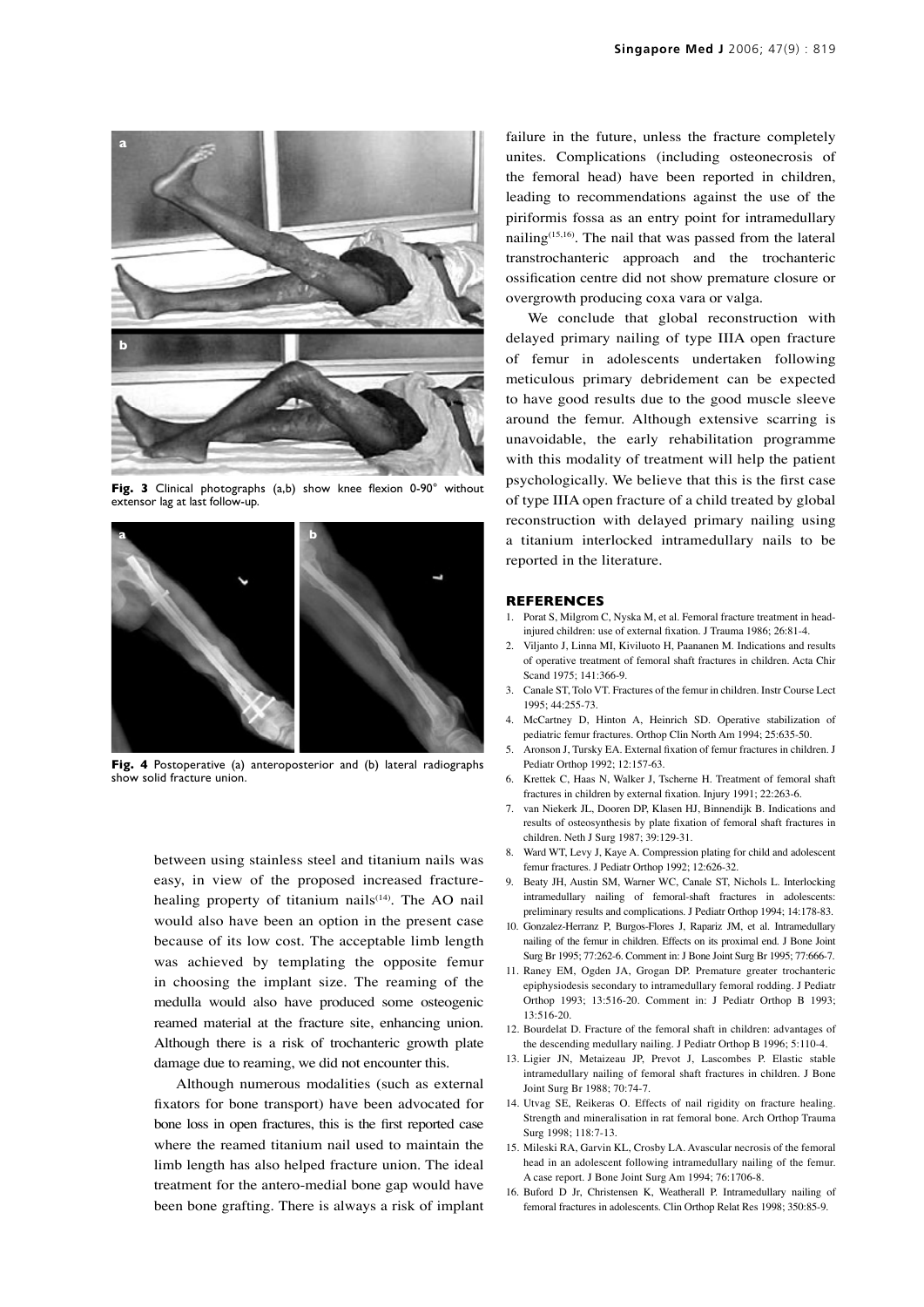Fig. 3 Clinical photographs (a,b) show knee flexion 0-90° without extensor lag at last follow-up.

Fig. 4 Postoperative (a) anteroposterior and (b) lateral radiographs show solid fracture union.

between using stainless steel and titanium nails was easy, in view of the proposed increased fracture-healing property of titanium nails[14]. The AO nail would also have been an option in the present case because of its low cost. The acceptable limb length was achieved by templating the opposite femur in choosing the implant size. The reaming of the medulla would also have produced some osteogenic reamed material at the fracture site, enhancing union. Although there is a risk of trochanteric growth plate damage due to reaming, we did not encounter this.

Although numerous modalities (such as external fixators for bone transport) have been advocated for bone loss in open fractures, this is the first reported case where the reamed titanium nail used to maintain the limb length has also helped fracture union. The ideal treatment for the antero-medial bone gap would have been bone grafting. There is always a risk of implant failure in the future, unless the fracture completely unites. Complications (including osteonecrosis of the femoral head) have been reported in children, leading to recommendations against the use of the piriformis fossa as an entry point for intramedullary nailing[15,16]. The nail that was passed from the lateral transtrochanteric approach and the trochanteric ossification centre did not show premature closure or overgrowth producing coxa vara or valga.

We conclude that global reconstruction with delayed primary nailing of type IIIA open fracture of femur in adolescents undertaken following meticulous primary debridement can be expected to have good results due to the good muscle sleeve around the femur. Although extensive scarring is unavoidable, the early rehabilitation programme with this modality of treatment will help the patient psychologically. We believe that this is the first case of type IIIA open fracture of a child treated by global reconstruction with delayed primary nailing using a titanium interlocked intramedullary nails to be reported in the literature.

## REFERENCES

1. Porat S, Milgrom C, Nyska M, et al. Femoral fracture treatment in head-injured children: use of external fixation. J Trauma 1986; 26:81-4.
2. Viljanto J, Linna MI, Kiviluoto H, Paananen M. Indications and results of operative treatment of femoral shaft fractures in children. Acta Chir Scand 1975; 141:366-9.
3. Canale ST, Tolo VT. Fractures of the femur in children. Instr Course Lect 1995; 44:255-73.
4. McCartney D, Hinton A, Heinrich SD. Operative stabilization of pediatric femur fractures. Orthop Clin North Am 1994; 25:635-50.
5. Aronson J, Tursky EA. External fixation of femur fractures in children. J Pediatr Orthop 1992; 12:157-63.
6. Krettek C, Haas N, Walker J, Tscherne H. Treatment of femoral shaft fractures in children by external fixation. Injury 1991; 22:263-6.
7. van Niekerk JL, Dooren DP, Klasen HJ, Binnendijk B. Indications and results of osteosynthesis by plate fixation of femoral shaft fractures in children. Neth J Surg 1987; 39:129-31.
8. Ward WT, Levy J, Kaye A. Compression plating for child and adolescent femur fractures. J Pediatr Orthop 1992; 12:626-32.
9. Beaty JH, Austin SM, Warner WC, Canale ST, Nichols L. Interlocking intramedullary nailing of femoral-shaft fractures in adolescents: preliminary results and complications. J Pediatr Orthop 1994; 14:178-83.
10. Gonzalez-Herranz P, Burgos-Flores J, Rapariz JM, et al. Intramedullary nailing of the femur in children. Effects on its proximal end. J Bone Joint Surg Br 1995; 77:262-6. Comment in: J Bone Joint Surg Br 1995; 77:666-7.
11. Raney EM, Ogden JA, Grogan DP. Premature greater trochanteric epiphysiodesis secondary to intramedullary femoral rodding. J Pediatr Orthop 1993; 13:516-20. Comment in: J Pediatr Orthop B 1993; 13:516-20.
12. Bourdelat D. Fracture of the femoral shaft in children: advantages of the descending medullary nailing. J Pediatr Orthop B 1996; 5:110-4.
13. Ligier JN, Metaizeau JP, Prevot J, Lascombes P. Elastic stable intramedullary nailing of femoral shaft fractures in children. J Bone Joint Surg Br 1988; 70:74-7.
14. Utvag SE, Reikeras O. Effects of nail rigidity on fracture healing. Strength and mineralisation in rat femoral bone. Arch Orthop Trauma Surg 1998; 118:7-13.
15. Mileski RA, Garvin KL, Crosby LA. Avascular necrosis of the femoral head in an adolescent following intramedullary nailing of the femur. A case report. J Bone Joint Surg Am 1994; 76:1706-8.
16. Buford D Jr, Christensen K, Weatherall P. Intramedullary nailing of femoral fractures in adolescents. Clin Orthop Relat Res 1998; 350:85-9.